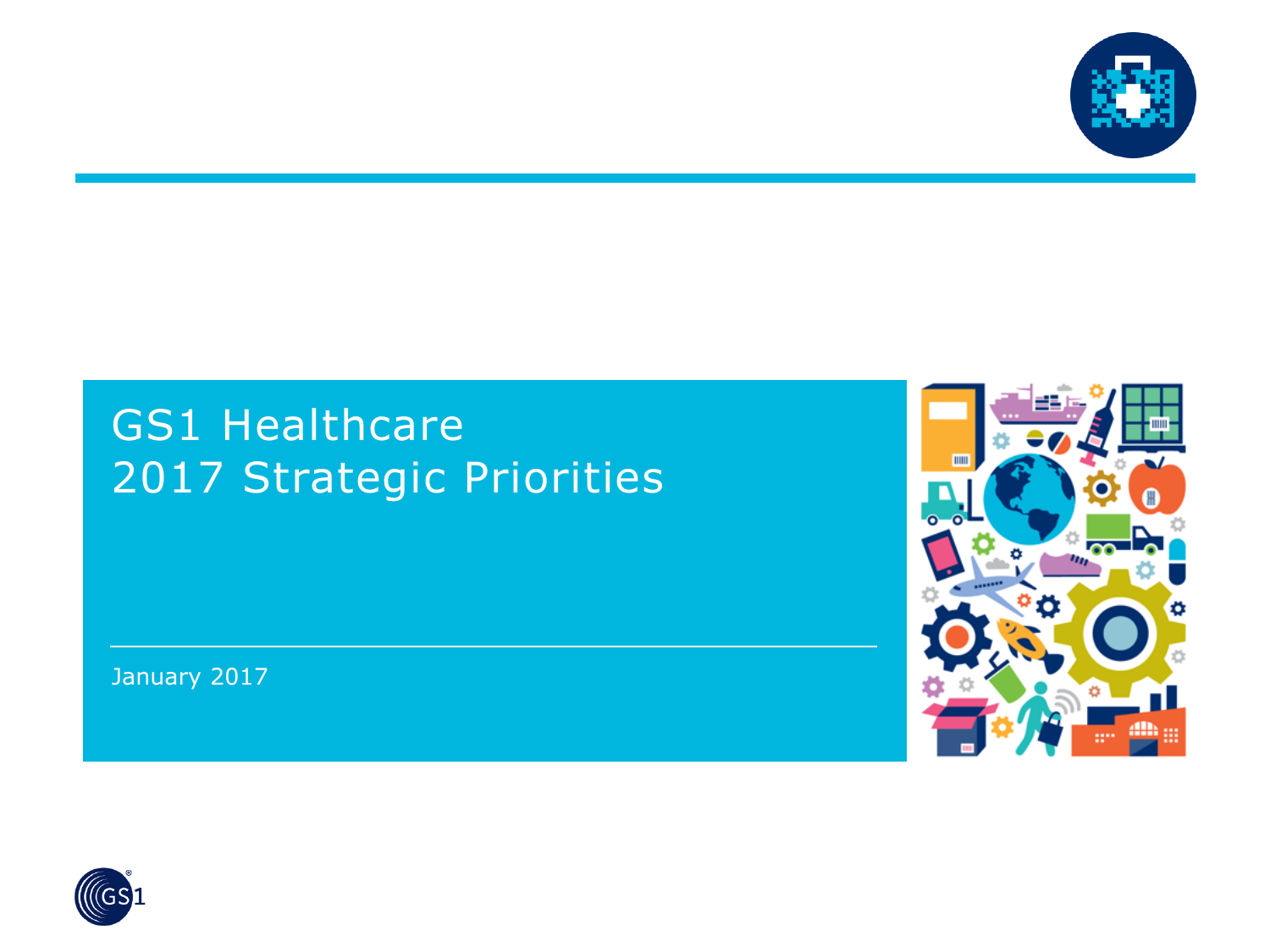# GS1 Healthcare
# 2017 Strategic Priorities

January 2017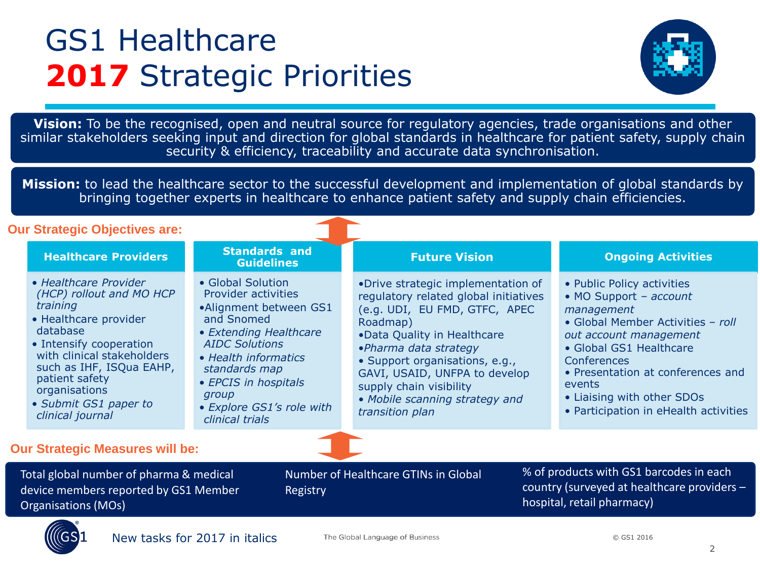# GS1 Healthcare
# **2017** Strategic Priorities

**Vision:** To be the recognised, open and neutral source for regulatory agencies, trade organisations and other similar stakeholders seeking input and direction for global standards in healthcare for patient safety, supply chain security & efficiency, traceability and accurate data synchronisation.

**Mission:** to lead the healthcare sector to the successful development and implementation of global standards by bringing together experts in healthcare to enhance patient safety and supply chain efficiencies.

## Our Strategic Objectives are:

### Healthcare Providers

- *Healthcare Provider (HCP) rollout and MO HCP training*
- Healthcare provider database
- Intensify cooperation with clinical stakeholders such as IHF, ISQua EAHP, patient safety organisations
- *Submit GS1 paper to clinical journal*

### Standards and Guidelines

- Global Solution Provider activities
- Alignment between GS1 and Snomed
- *Extending Healthcare AIDC Solutions*
- *Health informatics standards map*
- *EPCIS in hospitals group*
- *Explore GS1's role with clinical trials*

### Future Vision

- Drive strategic implementation of regulatory related global initiatives (e.g. UDI, EU FMD, GTFC, APEC Roadmap)
- Data Quality in Healthcare
- *Pharma data strategy*
- Support organisations, e.g., GAVI, USAID, UNFPA to develop supply chain visibility
- *Mobile scanning strategy and transition plan*

### Ongoing Activities

- Public Policy activities
- MO Support – *account management*
- Global Member Activities – *roll out account management*
- Global GS1 Healthcare Conferences
- Presentation at conferences and events
- Liaising with other SDOs
- Participation in eHealth activities

## Our Strategic Measures will be:

- Total global number of pharma & medical device members reported by GS1 Member Organisations (MOs)
- Number of Healthcare GTINs in Global Registry
- % of products with GS1 barcodes in each country (surveyed at healthcare providers – hospital, retail pharmacy)

New tasks for 2017 in italics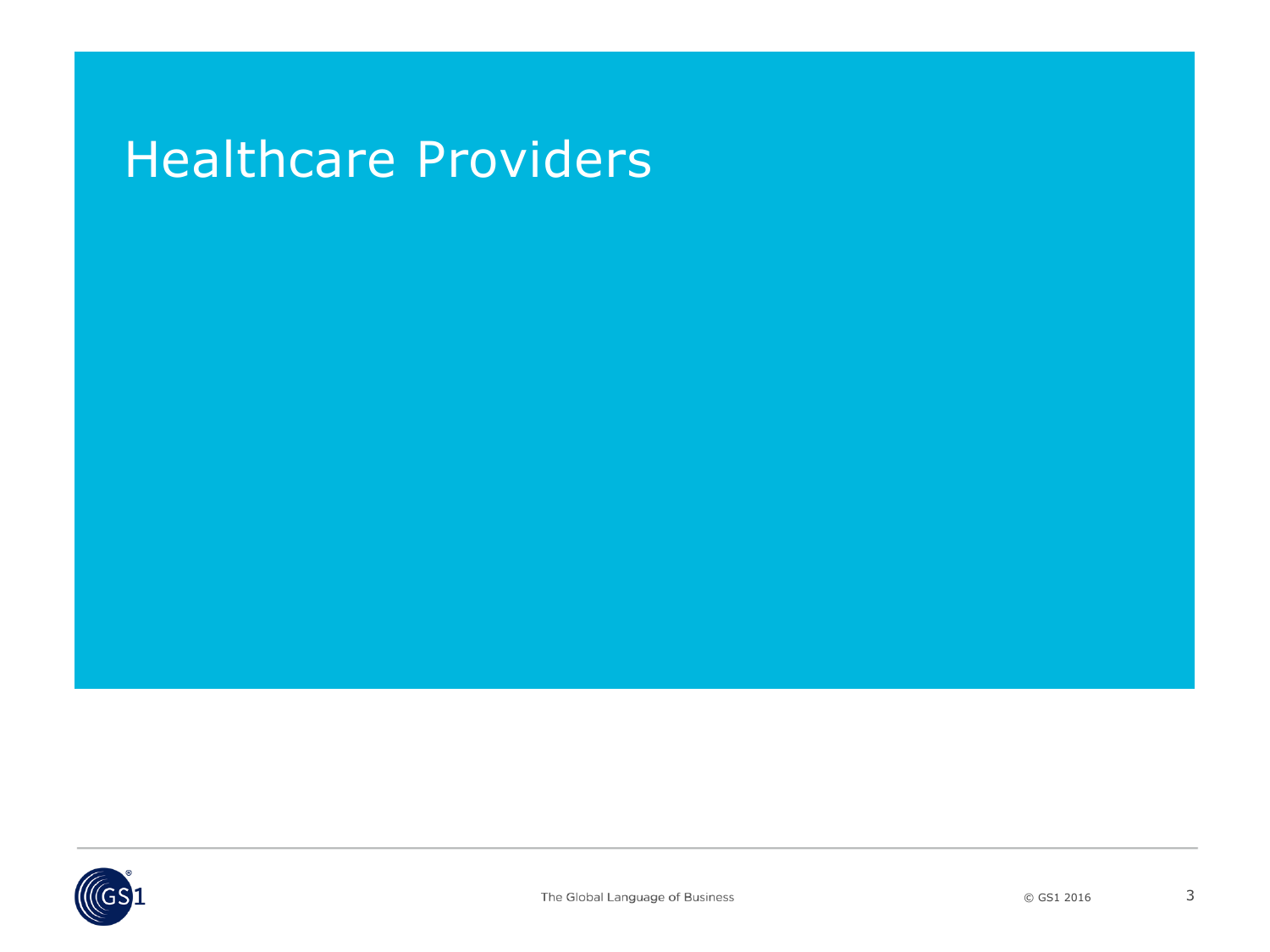# Healthcare Providers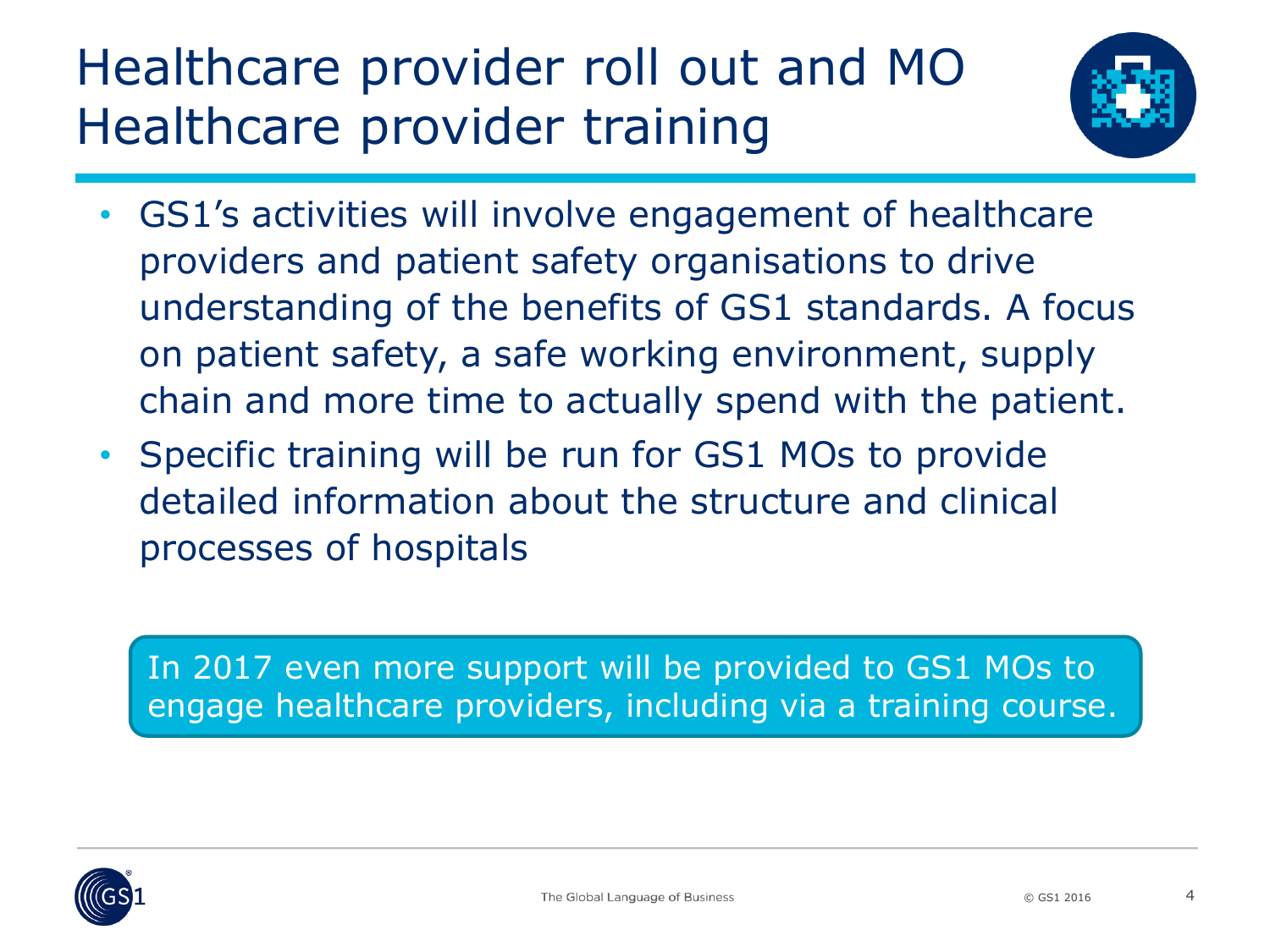# Healthcare provider roll out and MO Healthcare provider training

- GS1's activities will involve engagement of healthcare providers and patient safety organisations to drive understanding of the benefits of GS1 standards. A focus on patient safety, a safe working environment, supply chain and more time to actually spend with the patient.
- Specific training will be run for GS1 MOs to provide detailed information about the structure and clinical processes of hospitals

In 2017 even more support will be provided to GS1 MOs to engage healthcare providers, including via a training course.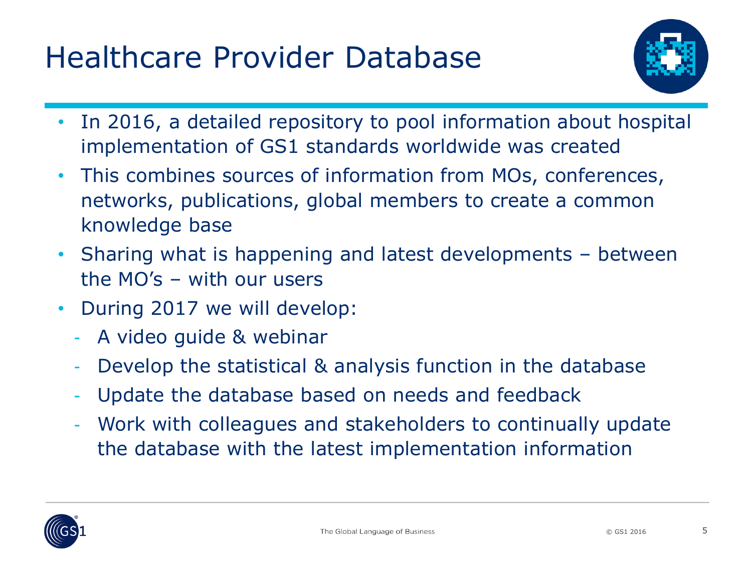# Healthcare Provider Database

- In 2016, a detailed repository to pool information about hospital implementation of GS1 standards worldwide was created
- This combines sources of information from MOs, conferences, networks, publications, global members to create a common knowledge base
- Sharing what is happening and latest developments – between the MO's – with our users
- During 2017 we will develop:
  - A video guide & webinar
  - Develop the statistical & analysis function in the database
  - Update the database based on needs and feedback
  - Work with colleagues and stakeholders to continually update the database with the latest implementation information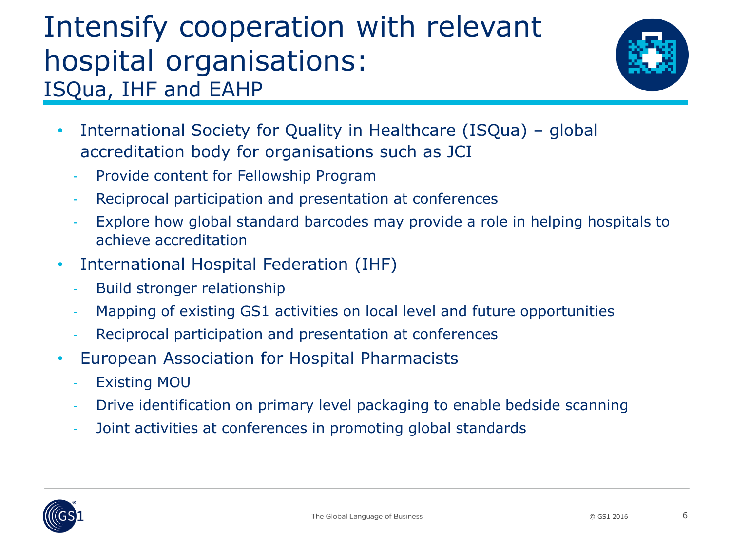# Intensify cooperation with relevant hospital organisations:
## ISQua, IHF and EAHP

- International Society for Quality in Healthcare (ISQua) – global accreditation body for organisations such as JCI
  - Provide content for Fellowship Program
  - Reciprocal participation and presentation at conferences
  - Explore how global standard barcodes may provide a role in helping hospitals to achieve accreditation
- International Hospital Federation (IHF)
  - Build stronger relationship
  - Mapping of existing GS1 activities on local level and future opportunities
  - Reciprocal participation and presentation at conferences
- European Association for Hospital Pharmacists
  - Existing MOU
  - Drive identification on primary level packaging to enable bedside scanning
  - Joint activities at conferences in promoting global standards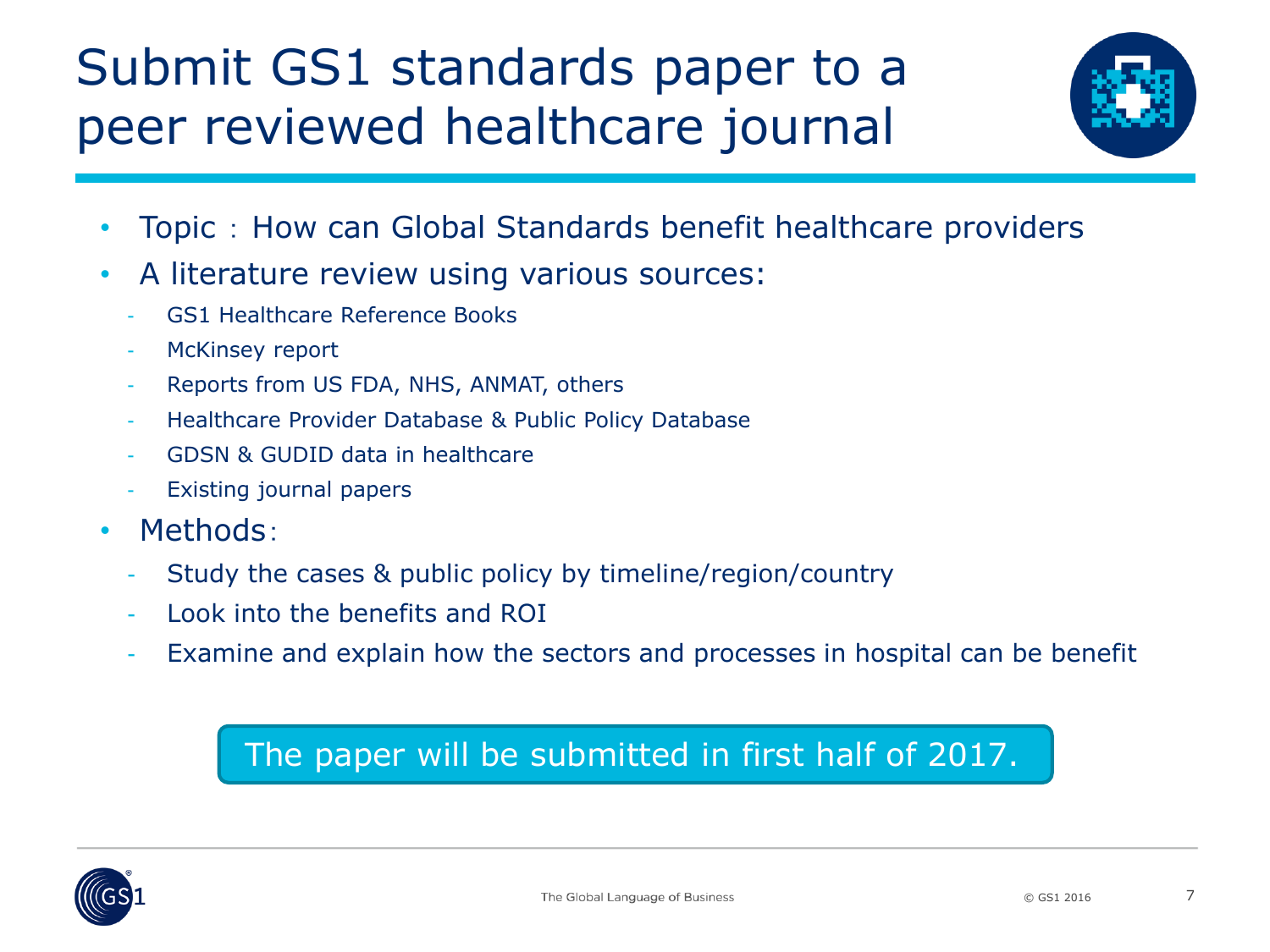# Submit GS1 standards paper to a peer reviewed healthcare journal

- Topic：How can Global Standards benefit healthcare providers
- A literature review using various sources:
  - GS1 Healthcare Reference Books
  - McKinsey report
  - Reports from US FDA, NHS, ANMAT, others
  - Healthcare Provider Database & Public Policy Database
  - GDSN & GUDID data in healthcare
  - Existing journal papers
- Methods：
  - Study the cases & public policy by timeline/region/country
  - Look into the benefits and ROI
  - Examine and explain how the sectors and processes in hospital can be benefit

The paper will be submitted in first half of 2017.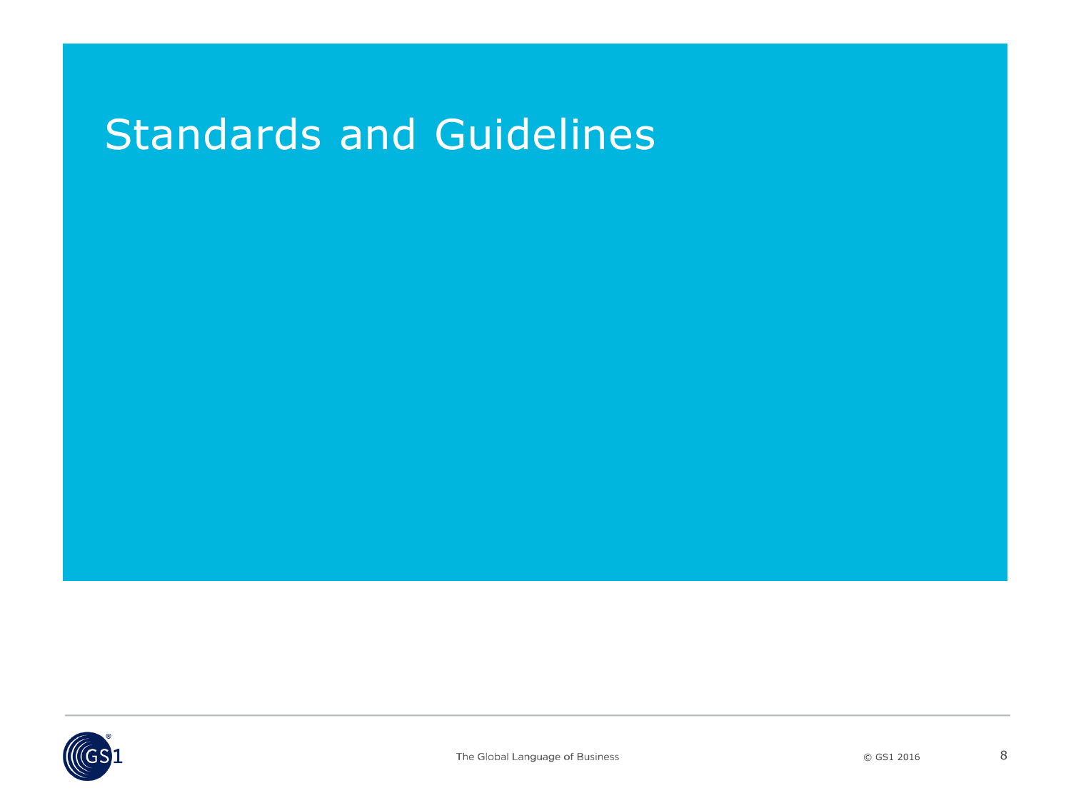# Standards and Guidelines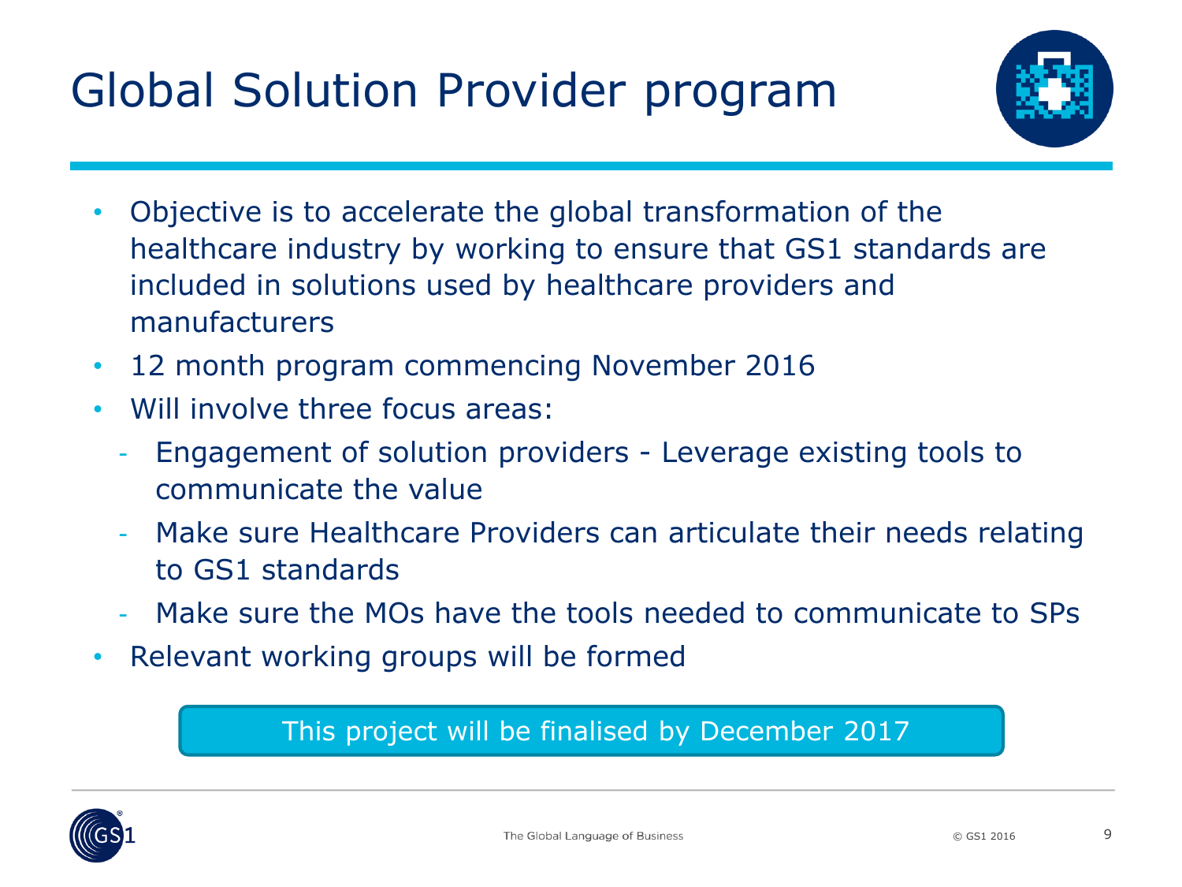# Global Solution Provider program

- Objective is to accelerate the global transformation of the healthcare industry by working to ensure that GS1 standards are included in solutions used by healthcare providers and manufacturers
- 12 month program commencing November 2016
- Will involve three focus areas:
  - Engagement of solution providers - Leverage existing tools to communicate the value
  - Make sure Healthcare Providers can articulate their needs relating to GS1 standards
  - Make sure the MOs have the tools needed to communicate to SPs
- Relevant working groups will be formed

This project will be finalised by December 2017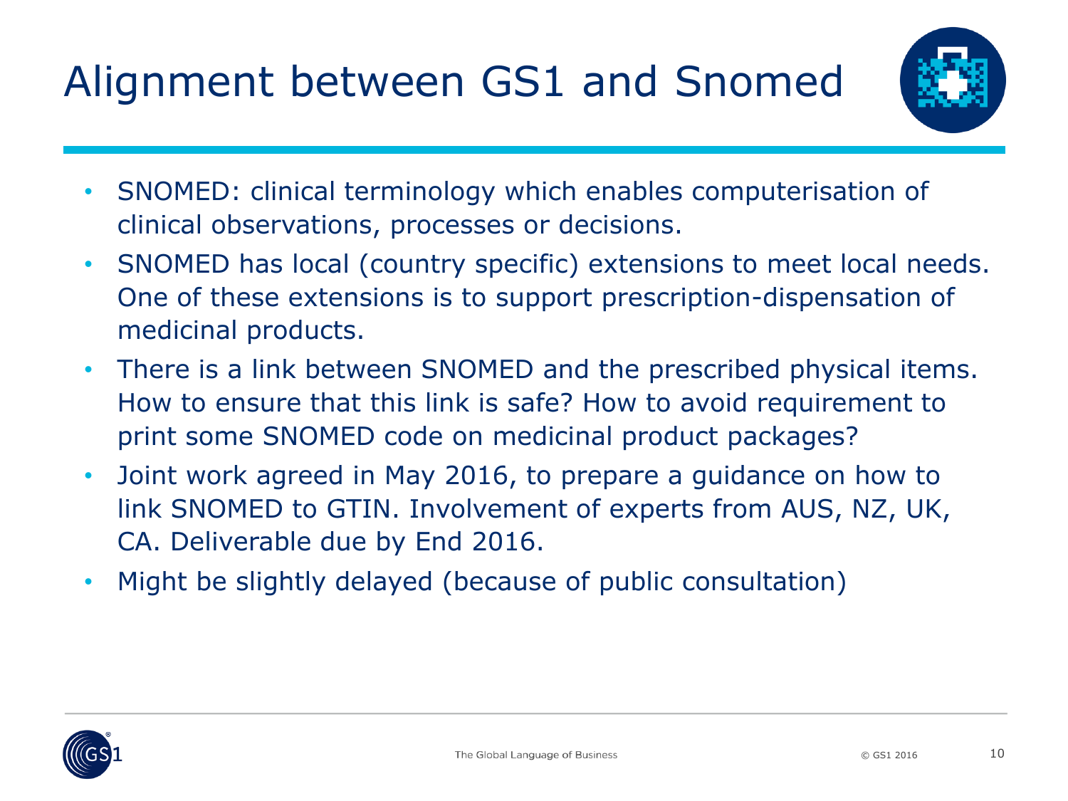# Alignment between GS1 and Snomed

- SNOMED: clinical terminology which enables computerisation of clinical observations, processes or decisions.
- SNOMED has local (country specific) extensions to meet local needs. One of these extensions is to support prescription-dispensation of medicinal products.
- There is a link between SNOMED and the prescribed physical items. How to ensure that this link is safe? How to avoid requirement to print some SNOMED code on medicinal product packages?
- Joint work agreed in May 2016, to prepare a guidance on how to link SNOMED to GTIN. Involvement of experts from AUS, NZ, UK, CA. Deliverable due by End 2016.
- Might be slightly delayed (because of public consultation)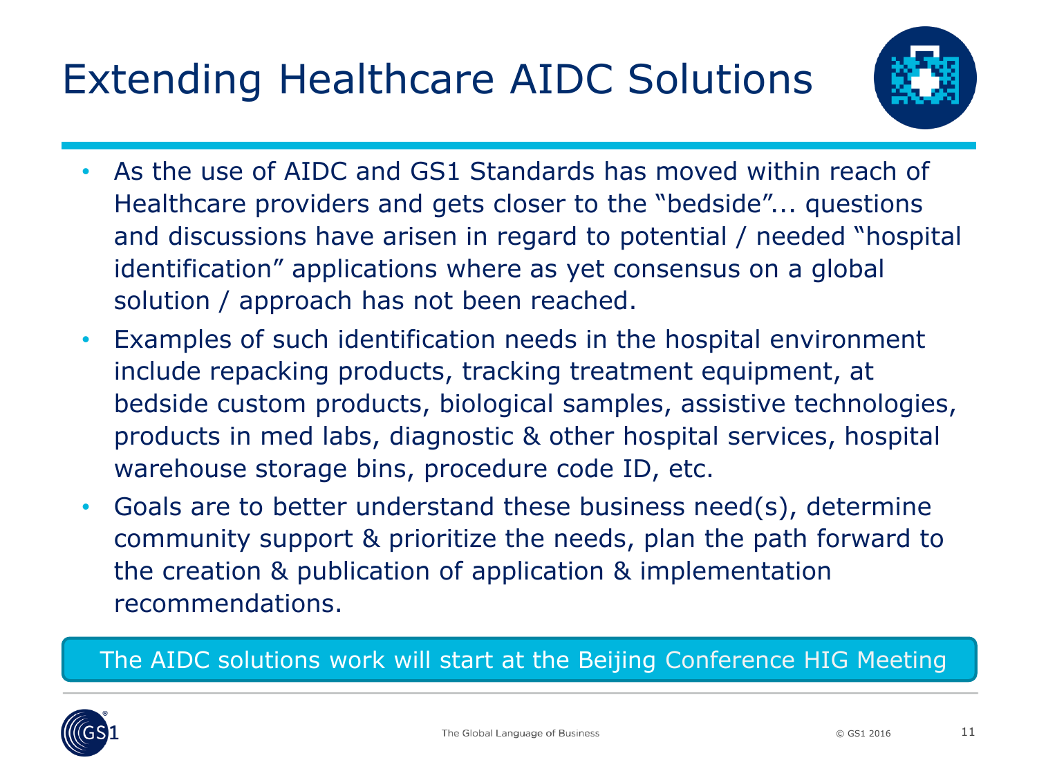# Extending Healthcare AIDC Solutions

- As the use of AIDC and GS1 Standards has moved within reach of Healthcare providers and gets closer to the "bedside"... questions and discussions have arisen in regard to potential / needed "hospital identification" applications where as yet consensus on a global solution / approach has not been reached.
- Examples of such identification needs in the hospital environment include repacking products, tracking treatment equipment, at bedside custom products, biological samples, assistive technologies, products in med labs, diagnostic & other hospital services, hospital warehouse storage bins, procedure code ID, etc.
- Goals are to better understand these business need(s), determine community support & prioritize the needs, plan the path forward to the creation & publication of application & implementation recommendations.

The AIDC solutions work will start at the Beijing Conference HIG Meeting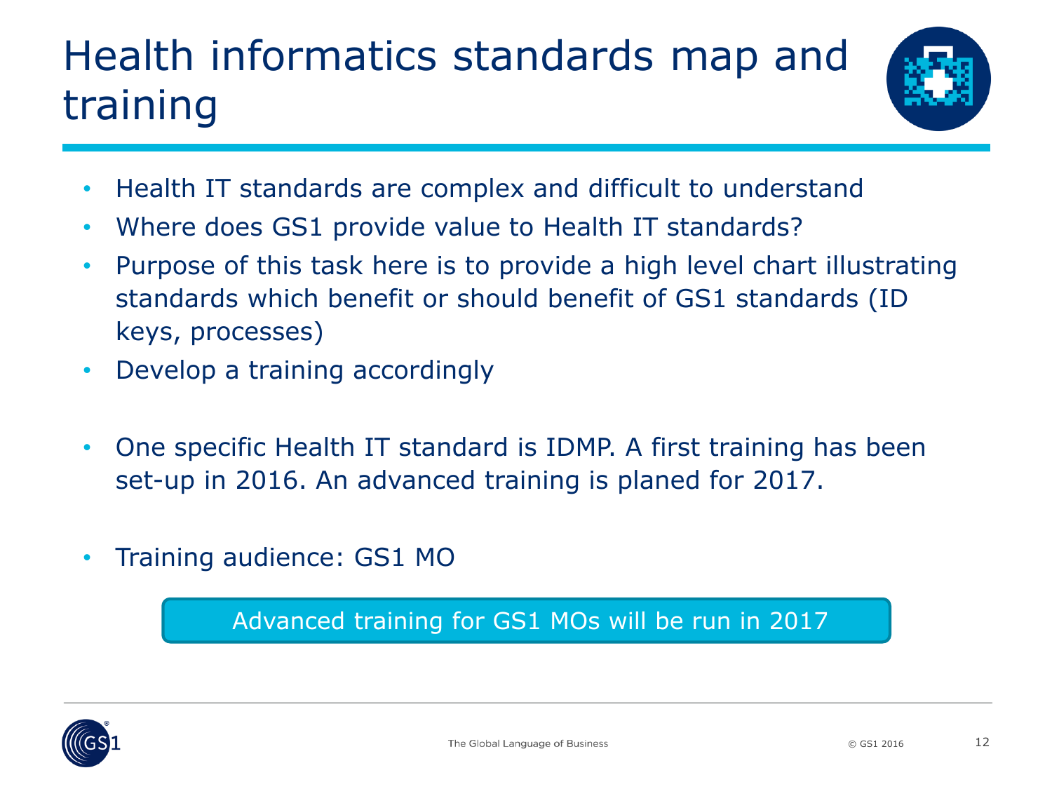# Health informatics standards map and training

- Health IT standards are complex and difficult to understand
- Where does GS1 provide value to Health IT standards?
- Purpose of this task here is to provide a high level chart illustrating standards which benefit or should benefit of GS1 standards (ID keys, processes)
- Develop a training accordingly

- One specific Health IT standard is IDMP. A first training has been set-up in 2016. An advanced training is planed for 2017.

- Training audience: GS1 MO

Advanced training for GS1 MOs will be run in 2017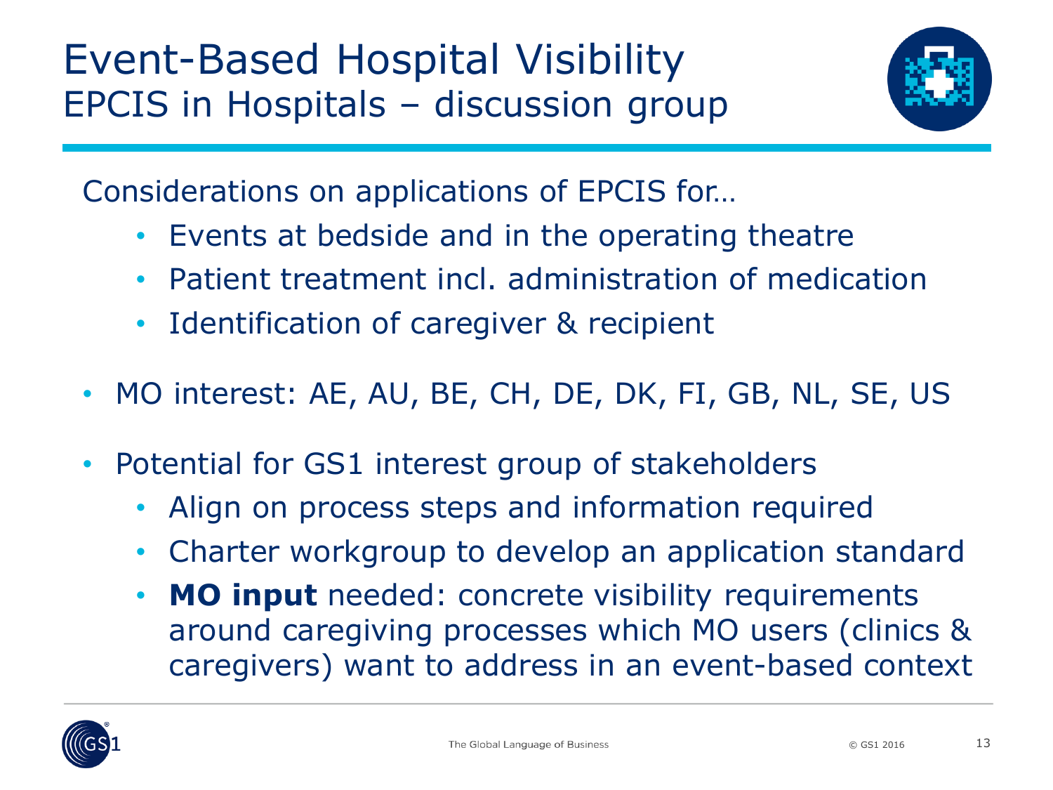# Event-Based Hospital Visibility

## EPCIS in Hospitals – discussion group

Considerations on applications of EPCIS for…

- Events at bedside and in the operating theatre
- Patient treatment incl. administration of medication
- Identification of caregiver & recipient

- MO interest: AE, AU, BE, CH, DE, DK, FI, GB, NL, SE, US

- Potential for GS1 interest group of stakeholders
  - Align on process steps and information required
  - Charter workgroup to develop an application standard
  - **MO input** needed: concrete visibility requirements around caregiving processes which MO users (clinics & caregivers) want to address in an event-based context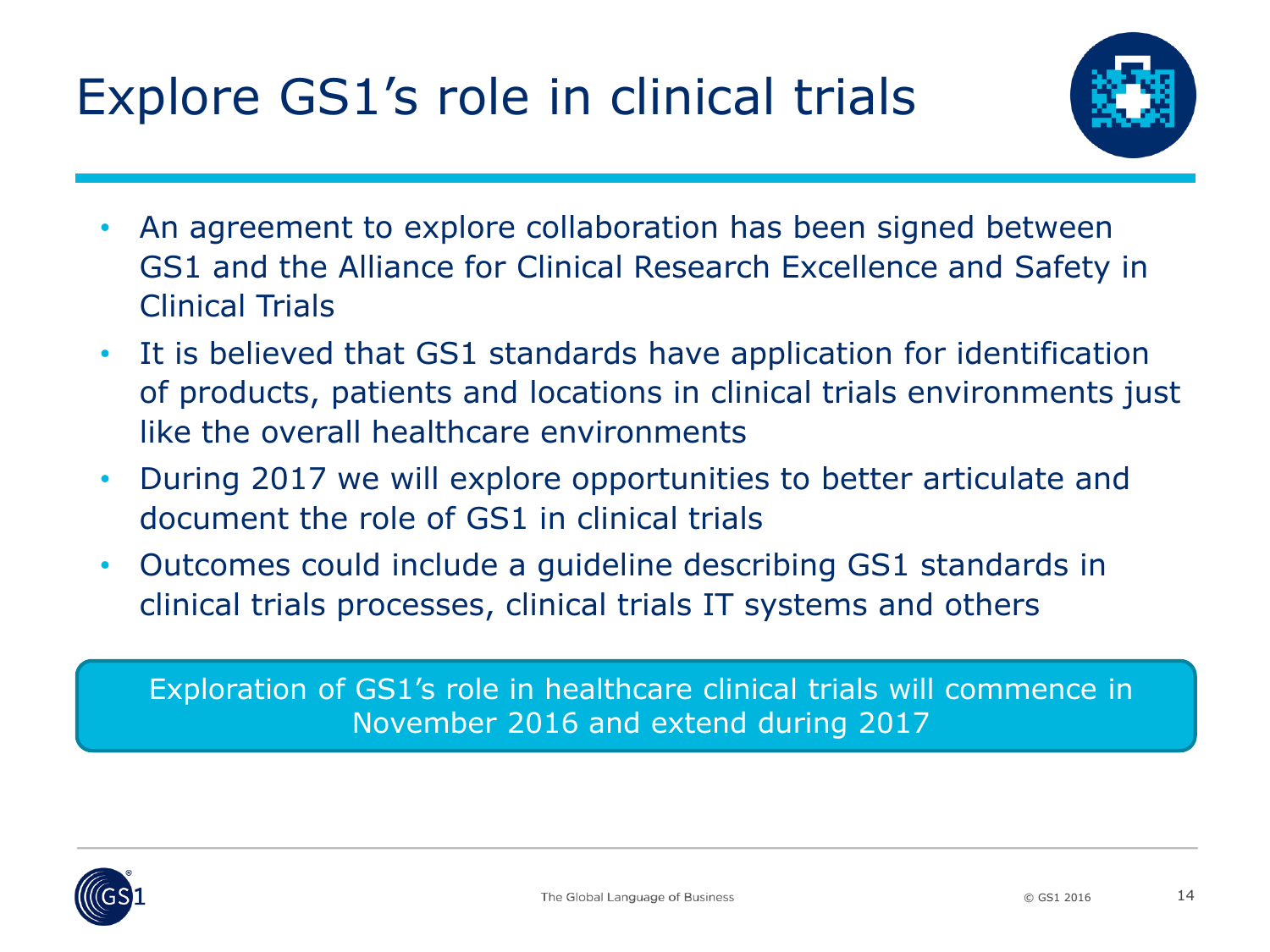# Explore GS1's role in clinical trials

- An agreement to explore collaboration has been signed between GS1 and the Alliance for Clinical Research Excellence and Safety in Clinical Trials
- It is believed that GS1 standards have application for identification of products, patients and locations in clinical trials environments just like the overall healthcare environments
- During 2017 we will explore opportunities to better articulate and document the role of GS1 in clinical trials
- Outcomes could include a guideline describing GS1 standards in clinical trials processes, clinical trials IT systems and others

Exploration of GS1's role in healthcare clinical trials will commence in November 2016 and extend during 2017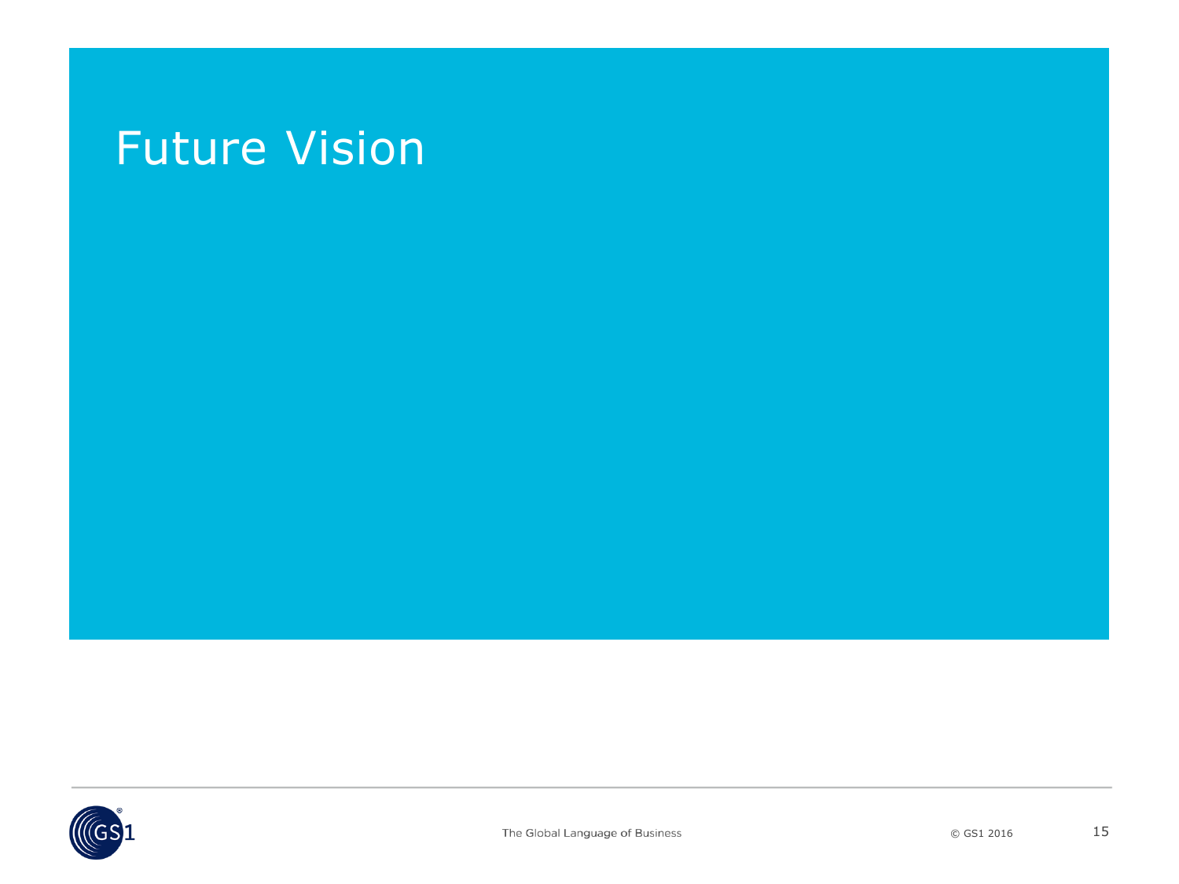# Future Vision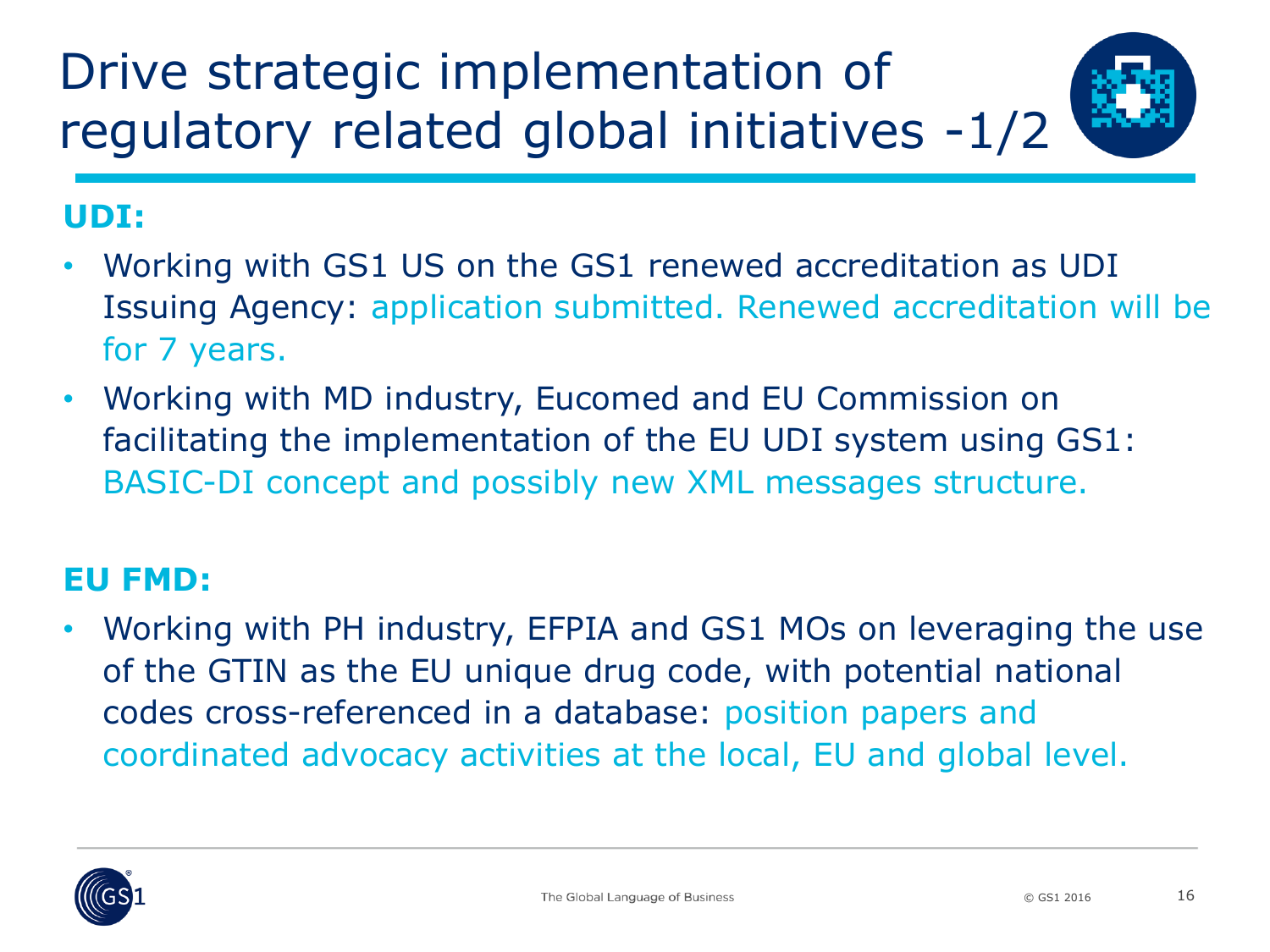# Drive strategic implementation of regulatory related global initiatives -1/2

**UDI:**

- Working with GS1 US on the GS1 renewed accreditation as UDI Issuing Agency: application submitted. Renewed accreditation will be for 7 years.
- Working with MD industry, Eucomed and EU Commission on facilitating the implementation of the EU UDI system using GS1: BASIC-DI concept and possibly new XML messages structure.

**EU FMD:**

- Working with PH industry, EFPIA and GS1 MOs on leveraging the use of the GTIN as the EU unique drug code, with potential national codes cross-referenced in a database: position papers and coordinated advocacy activities at the local, EU and global level.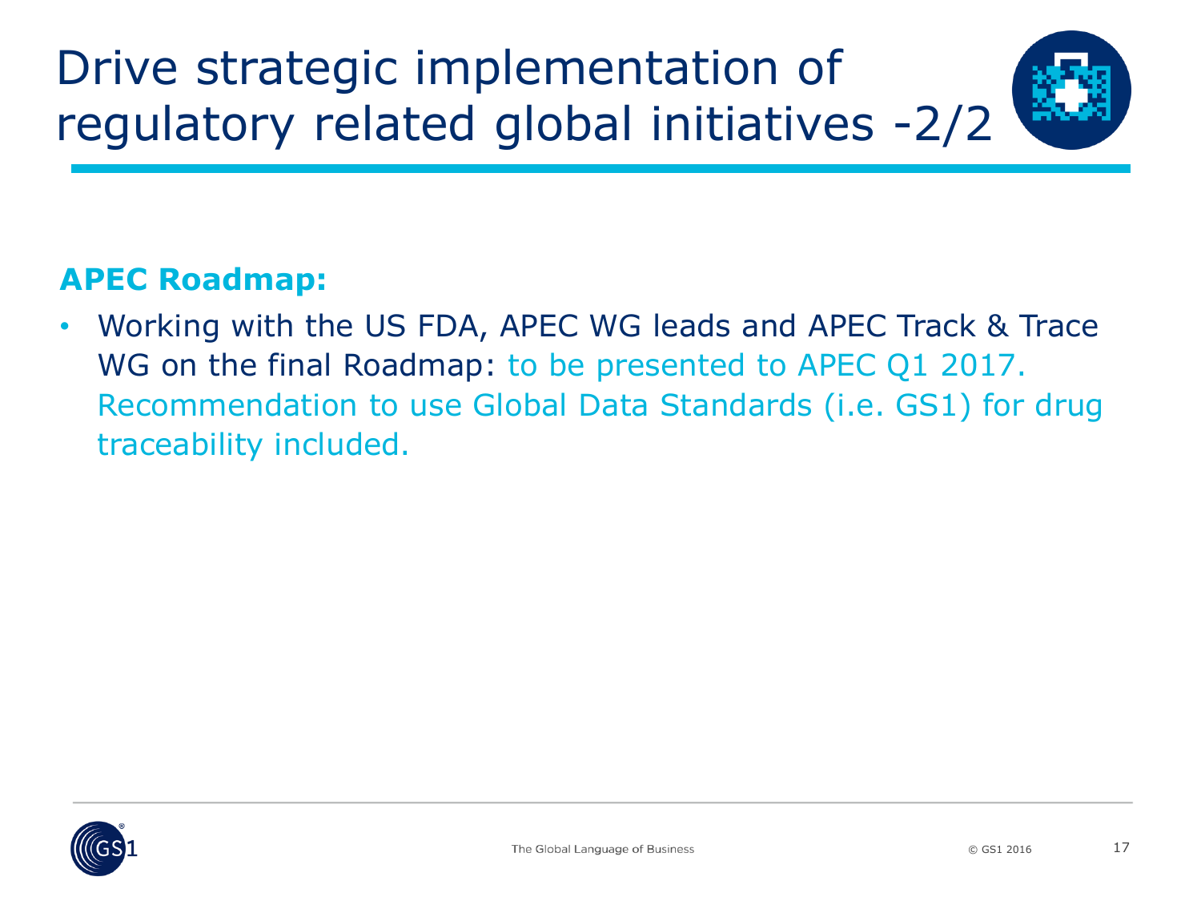# Drive strategic implementation of regulatory related global initiatives -2/2

**APEC Roadmap:**

- Working with the US FDA, APEC WG leads and APEC Track & Trace WG on the final Roadmap: to be presented to APEC Q1 2017. Recommendation to use Global Data Standards (i.e. GS1) for drug traceability included.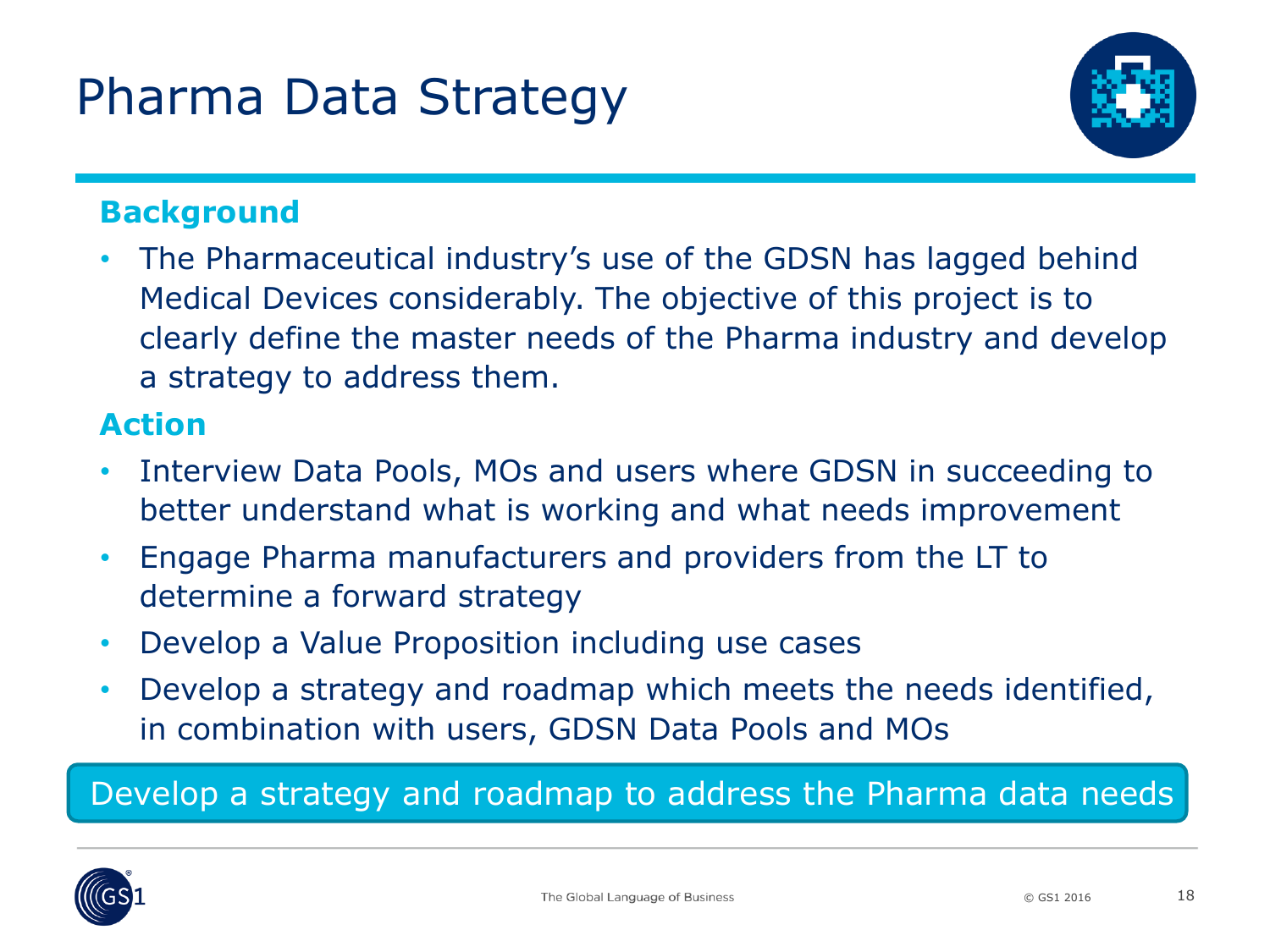# Pharma Data Strategy

## Background

- The Pharmaceutical industry's use of the GDSN has lagged behind Medical Devices considerably. The objective of this project is to clearly define the master needs of the Pharma industry and develop a strategy to address them.

## Action

- Interview Data Pools, MOs and users where GDSN in succeeding to better understand what is working and what needs improvement
- Engage Pharma manufacturers and providers from the LT to determine a forward strategy
- Develop a Value Proposition including use cases
- Develop a strategy and roadmap which meets the needs identified, in combination with users, GDSN Data Pools and MOs

**Develop a strategy and roadmap to address the Pharma data needs**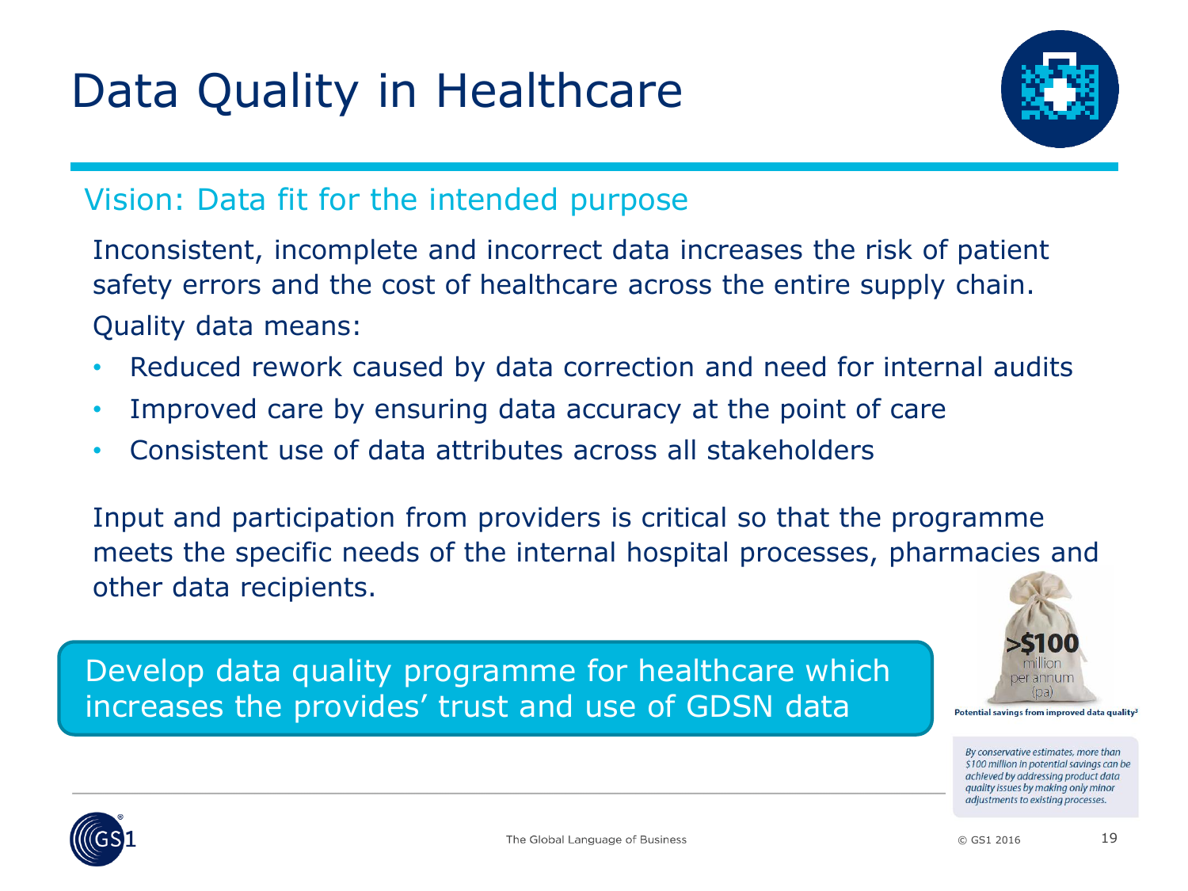# Data Quality in Healthcare

## Vision: Data fit for the intended purpose

Inconsistent, incomplete and incorrect data increases the risk of patient safety errors and the cost of healthcare across the entire supply chain.

Quality data means:

- Reduced rework caused by data correction and need for internal audits
- Improved care by ensuring data accuracy at the point of care
- Consistent use of data attributes across all stakeholders

Input and participation from providers is critical so that the programme meets the specific needs of the internal hospital processes, pharmacies and other data recipients.

**Develop data quality programme for healthcare which increases the provides' trust and use of GDSN data**

>$100 million per annum (pa)

**Potential savings from improved data quality[3]**

*By conservative estimates, more than $100 million in potential savings can be achieved by addressing product data quality issues by making only minor adjustments to existing processes.*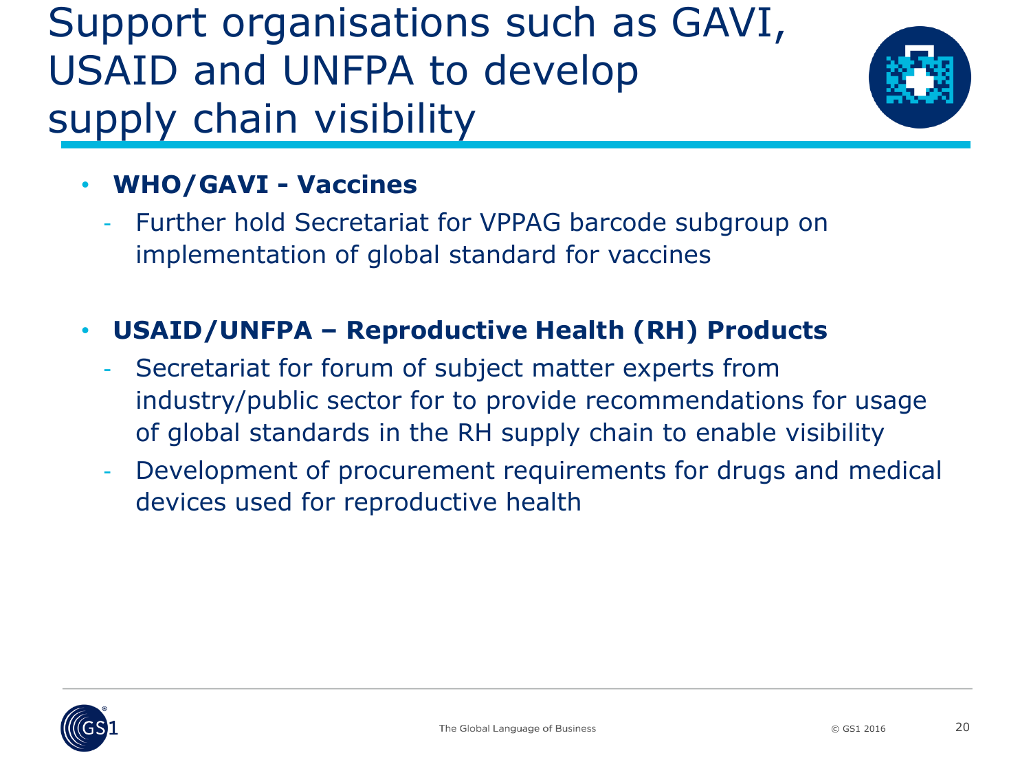# Support organisations such as GAVI, USAID and UNFPA to develop supply chain visibility

- **WHO/GAVI - Vaccines**
  - Further hold Secretariat for VPPAG barcode subgroup on implementation of global standard for vaccines

- **USAID/UNFPA – Reproductive Health (RH) Products**
  - Secretariat for forum of subject matter experts from industry/public sector for to provide recommendations for usage of global standards in the RH supply chain to enable visibility
  - Development of procurement requirements for drugs and medical devices used for reproductive health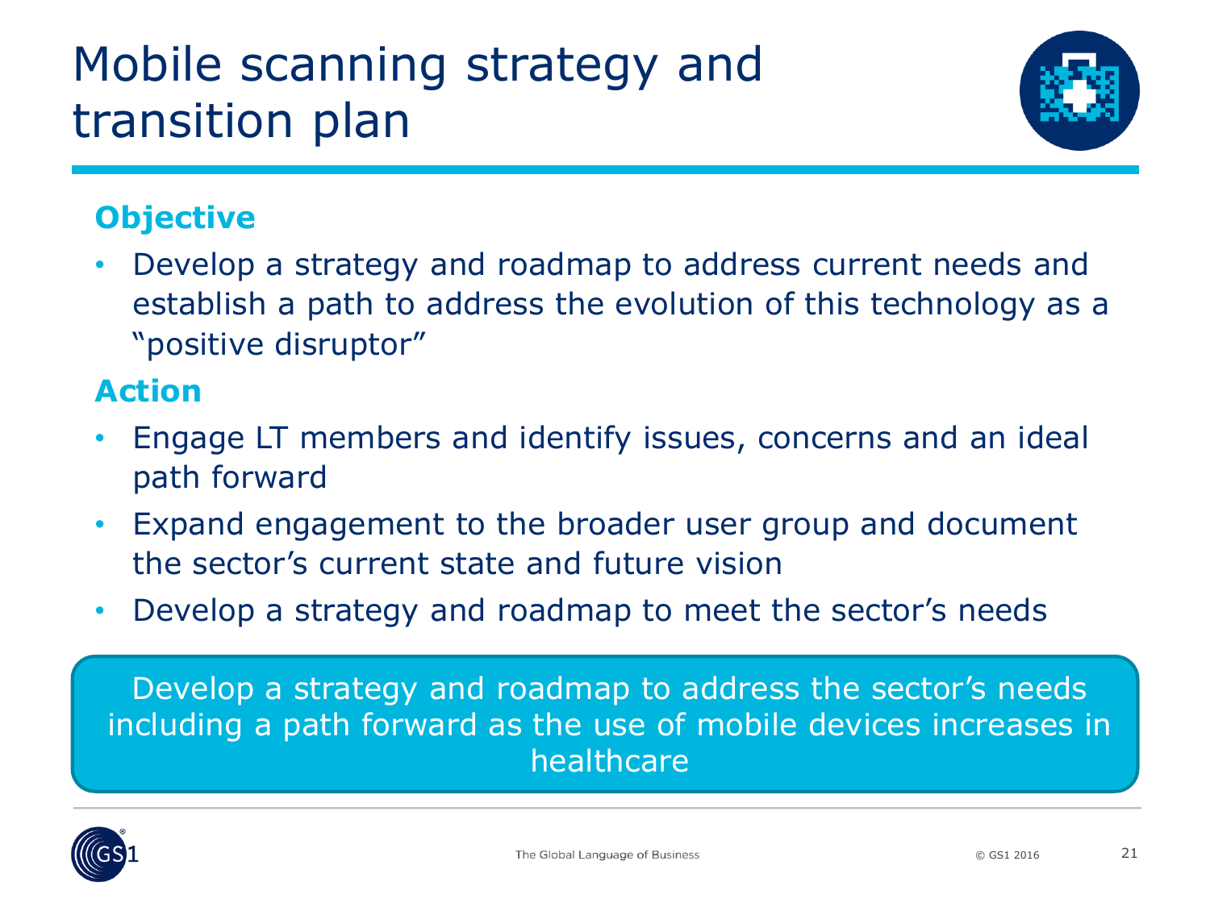# Mobile scanning strategy and transition plan

### Objective

- Develop a strategy and roadmap to address current needs and establish a path to address the evolution of this technology as a "positive disruptor"

### Action

- Engage LT members and identify issues, concerns and an ideal path forward
- Expand engagement to the broader user group and document the sector's current state and future vision
- Develop a strategy and roadmap to meet the sector's needs

Develop a strategy and roadmap to address the sector's needs including a path forward as the use of mobile devices increases in healthcare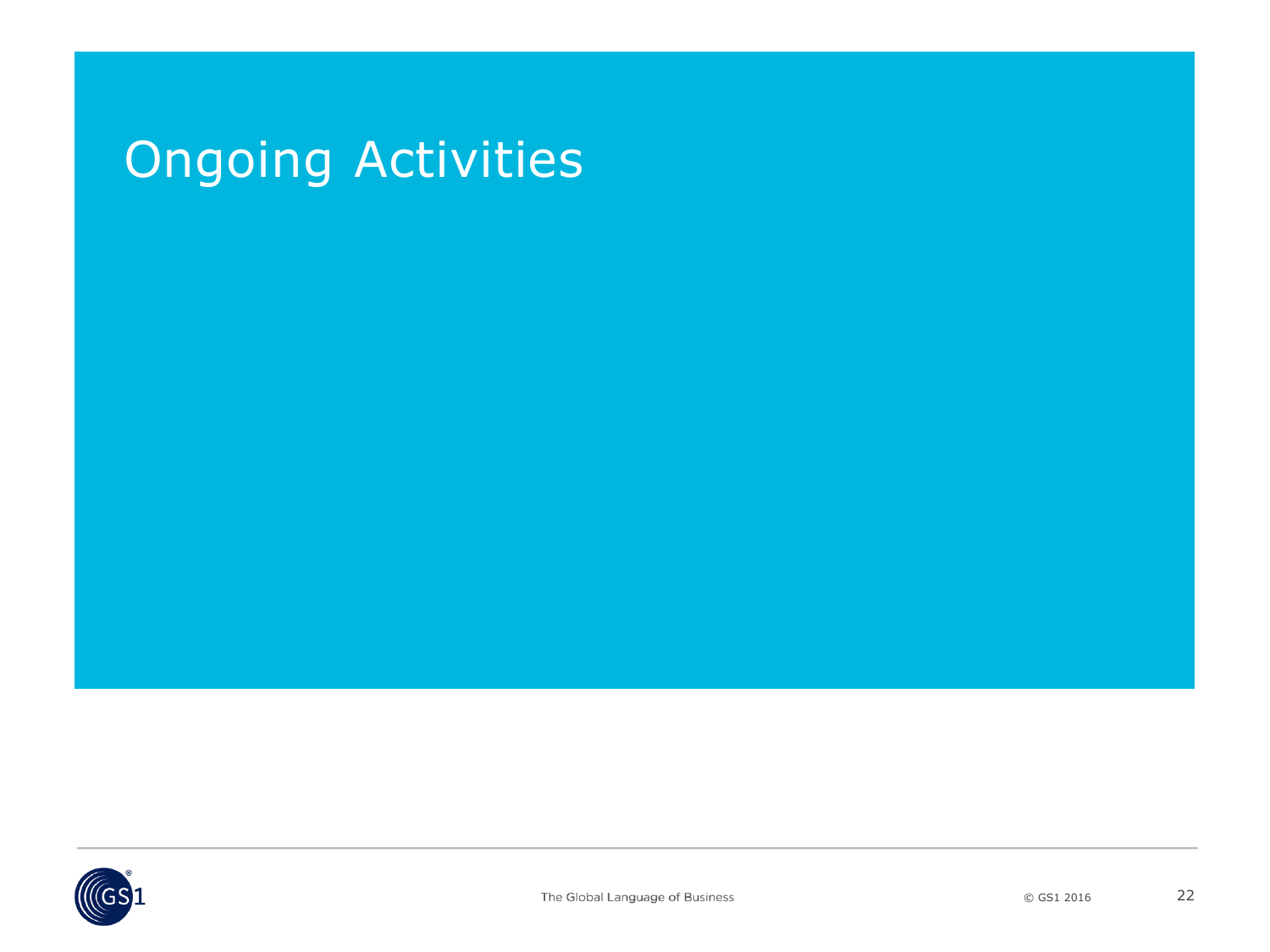# Ongoing Activities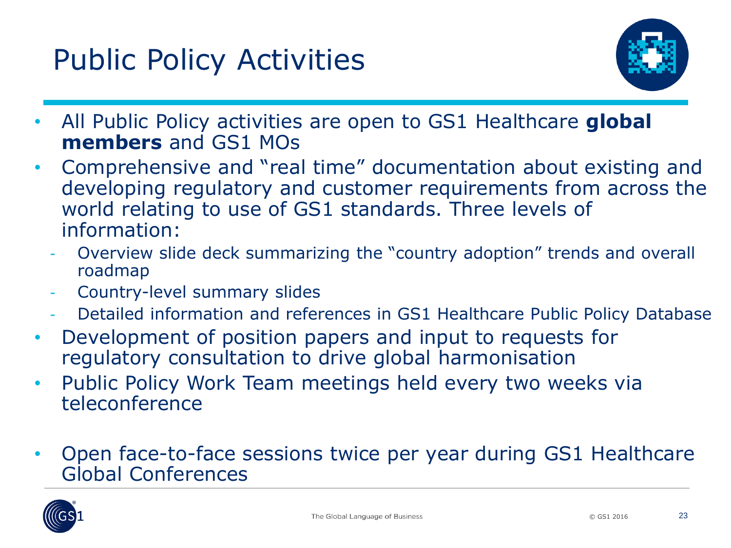# Public Policy Activities

- All Public Policy activities are open to GS1 Healthcare **global members** and GS1 MOs
- Comprehensive and "real time" documentation about existing and developing regulatory and customer requirements from across the world relating to use of GS1 standards. Three levels of information:
  - Overview slide deck summarizing the "country adoption" trends and overall roadmap
  - Country-level summary slides
  - Detailed information and references in GS1 Healthcare Public Policy Database
- Development of position papers and input to requests for regulatory consultation to drive global harmonisation
- Public Policy Work Team meetings held every two weeks via teleconference
- Open face-to-face sessions twice per year during GS1 Healthcare Global Conferences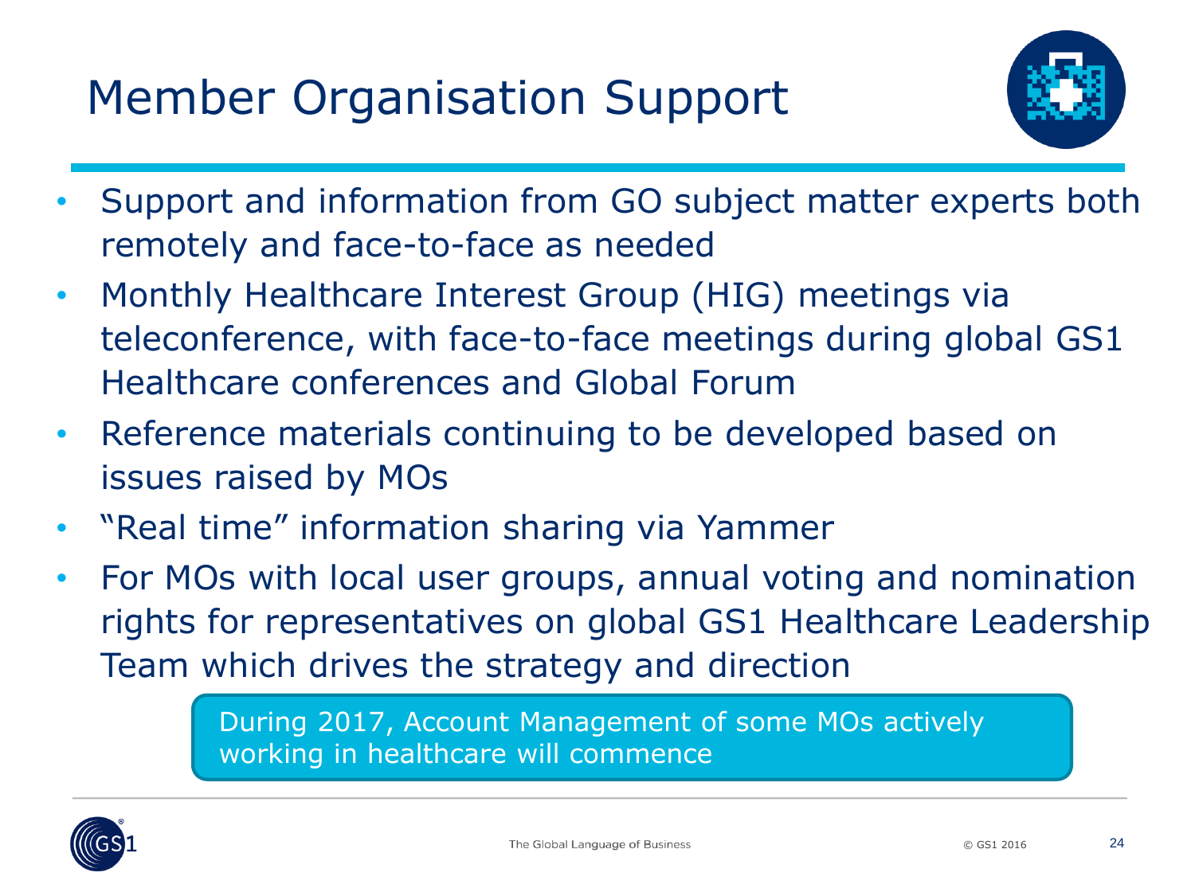# Member Organisation Support

- Support and information from GO subject matter experts both remotely and face-to-face as needed
- Monthly Healthcare Interest Group (HIG) meetings via teleconference, with face-to-face meetings during global GS1 Healthcare conferences and Global Forum
- Reference materials continuing to be developed based on issues raised by MOs
- "Real time" information sharing via Yammer
- For MOs with local user groups, annual voting and nomination rights for representatives on global GS1 Healthcare Leadership Team which drives the strategy and direction

During 2017, Account Management of some MOs actively working in healthcare will commence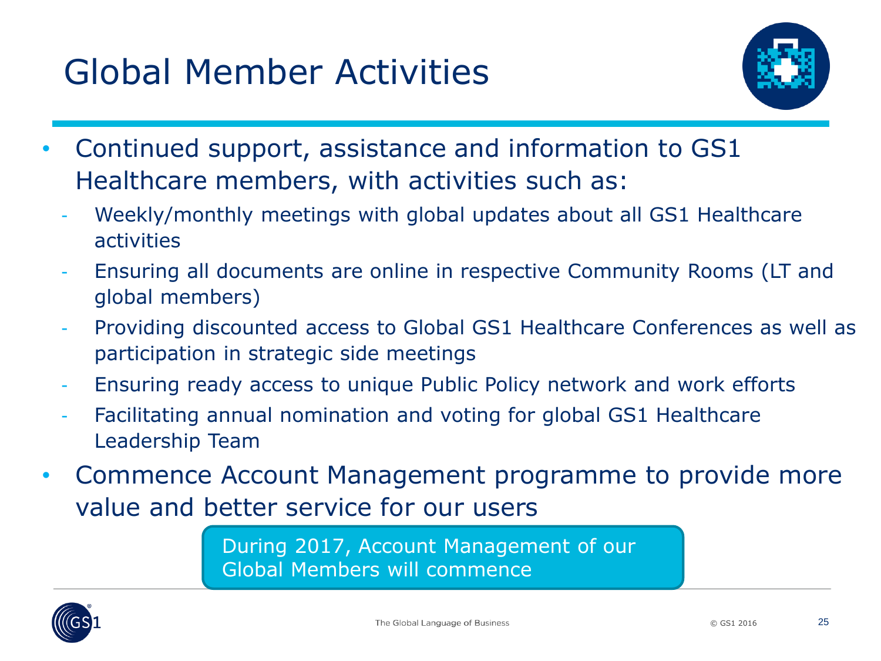# Global Member Activities

- Continued support, assistance and information to GS1 Healthcare members, with activities such as:
  - Weekly/monthly meetings with global updates about all GS1 Healthcare activities
  - Ensuring all documents are online in respective Community Rooms (LT and global members)
  - Providing discounted access to Global GS1 Healthcare Conferences as well as participation in strategic side meetings
  - Ensuring ready access to unique Public Policy network and work efforts
  - Facilitating annual nomination and voting for global GS1 Healthcare Leadership Team
- Commence Account Management programme to provide more value and better service for our users

During 2017, Account Management of our Global Members will commence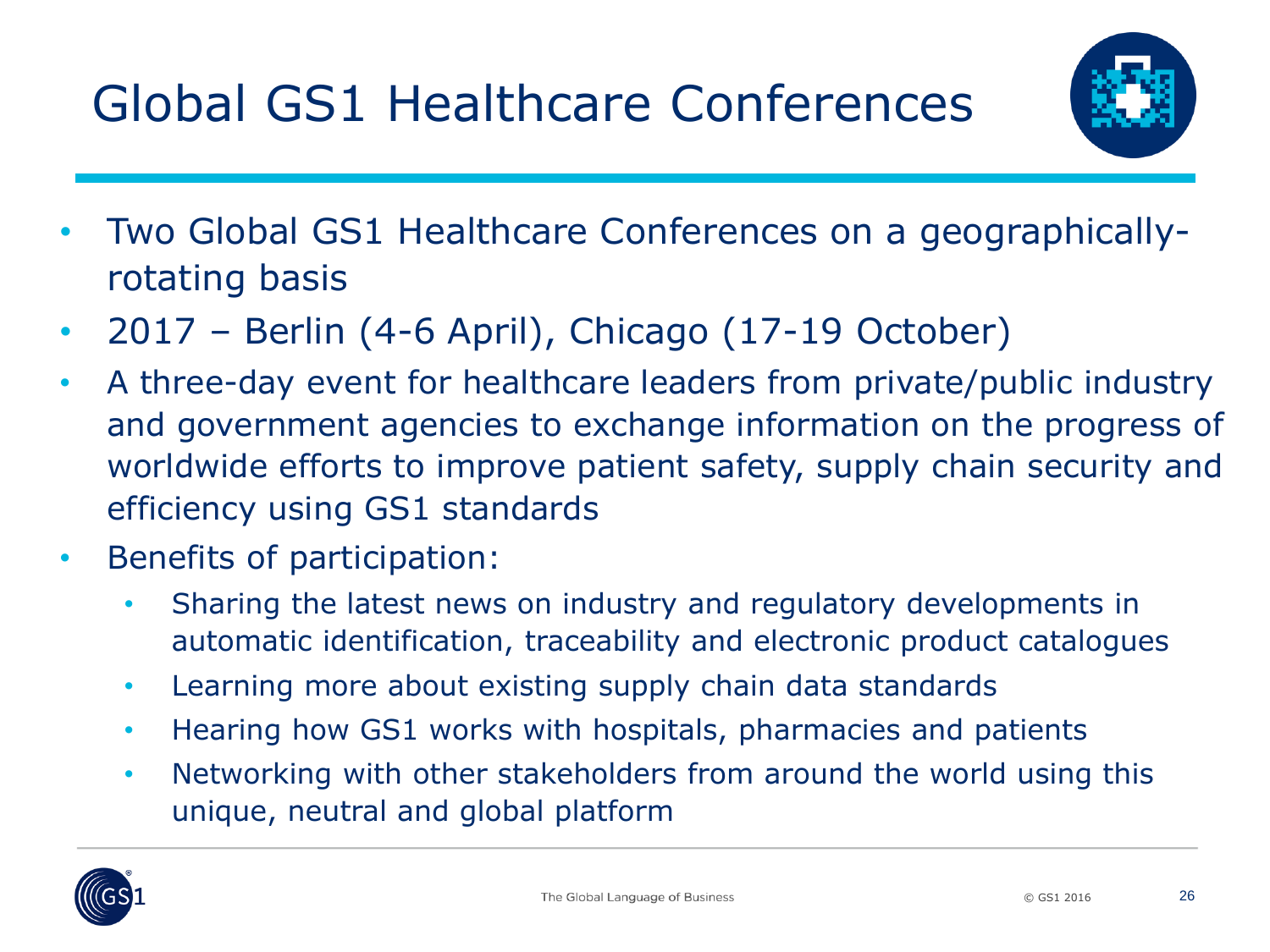# Global GS1 Healthcare Conferences

- Two Global GS1 Healthcare Conferences on a geographically-rotating basis
- 2017 – Berlin (4-6 April), Chicago (17-19 October)
- A three-day event for healthcare leaders from private/public industry and government agencies to exchange information on the progress of worldwide efforts to improve patient safety, supply chain security and efficiency using GS1 standards
- Benefits of participation:
  - Sharing the latest news on industry and regulatory developments in automatic identification, traceability and electronic product catalogues
  - Learning more about existing supply chain data standards
  - Hearing how GS1 works with hospitals, pharmacies and patients
  - Networking with other stakeholders from around the world using this unique, neutral and global platform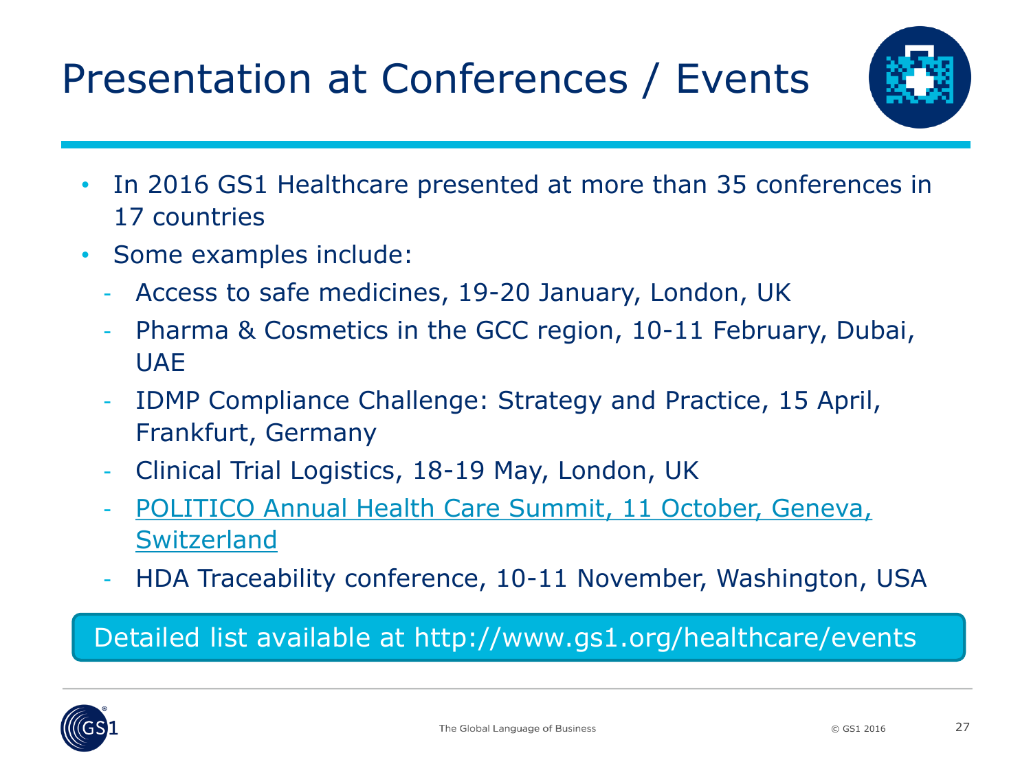# Presentation at Conferences / Events

- In 2016 GS1 Healthcare presented at more than 35 conferences in 17 countries
- Some examples include:
  - Access to safe medicines, 19-20 January, London, UK
  - Pharma & Cosmetics in the GCC region, 10-11 February, Dubai, UAE
  - IDMP Compliance Challenge: Strategy and Practice, 15 April, Frankfurt, Germany
  - Clinical Trial Logistics, 18-19 May, London, UK
  - POLITICO Annual Health Care Summit, 11 October, Geneva, Switzerland
  - HDA Traceability conference, 10-11 November, Washington, USA

Detailed list available at http://www.gs1.org/healthcare/events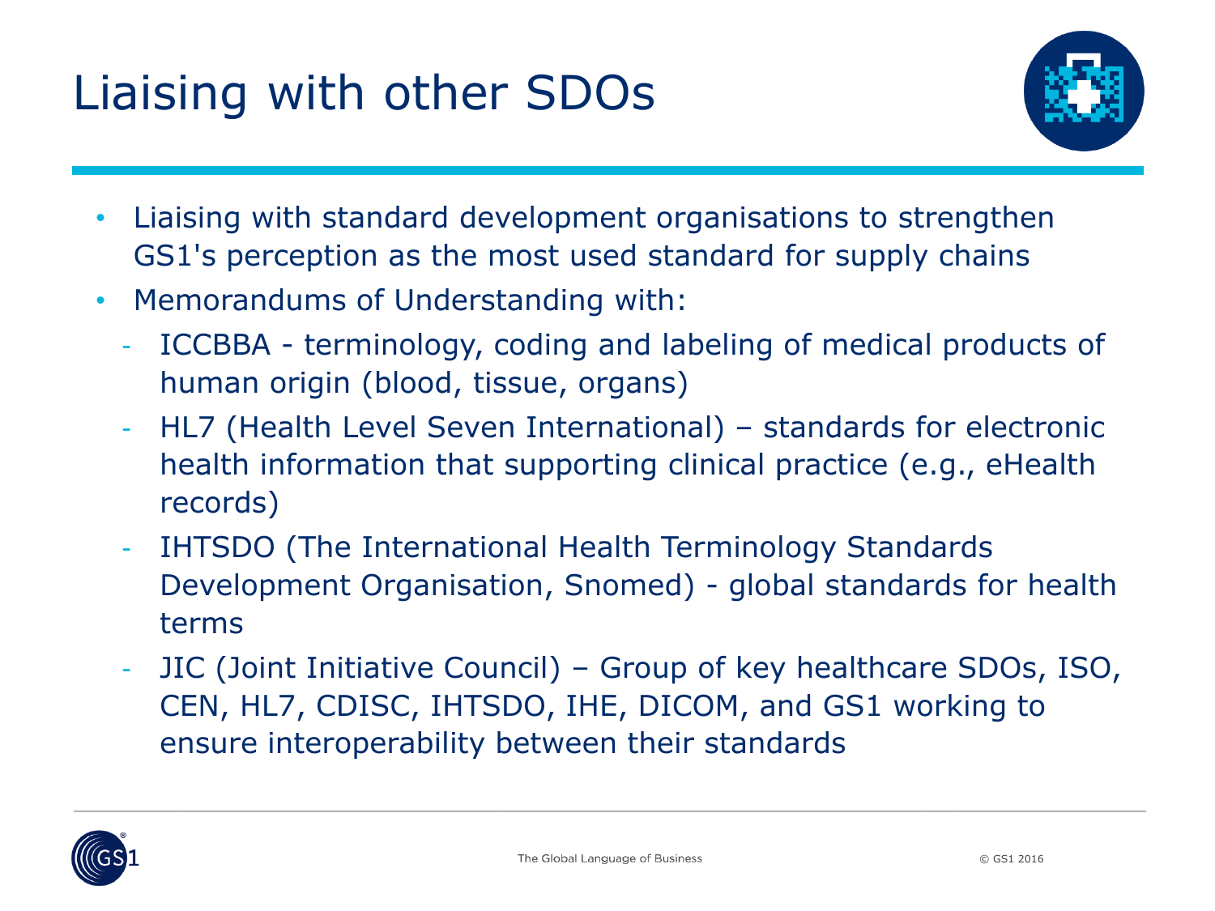# Liaising with other SDOs

- Liaising with standard development organisations to strengthen GS1's perception as the most used standard for supply chains
- Memorandums of Understanding with:
  - ICCBBA - terminology, coding and labeling of medical products of human origin (blood, tissue, organs)
  - HL7 (Health Level Seven International) – standards for electronic health information that supporting clinical practice (e.g., eHealth records)
  - IHTSDO (The International Health Terminology Standards Development Organisation, Snomed) - global standards for health terms
  - JIC (Joint Initiative Council) – Group of key healthcare SDOs, ISO, CEN, HL7, CDISC, IHTSDO, IHE, DICOM, and GS1 working to ensure interoperability between their standards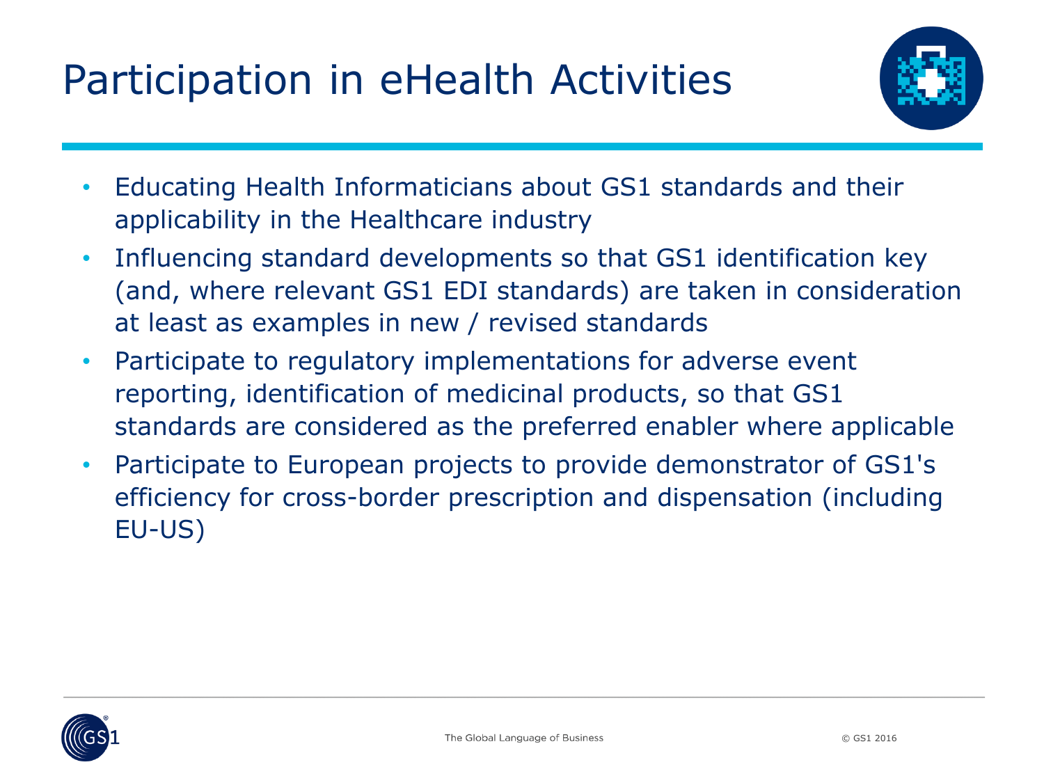# Participation in eHealth Activities

- Educating Health Informaticians about GS1 standards and their applicability in the Healthcare industry
- Influencing standard developments so that GS1 identification key (and, where relevant GS1 EDI standards) are taken in consideration at least as examples in new / revised standards
- Participate to regulatory implementations for adverse event reporting, identification of medicinal products, so that GS1 standards are considered as the preferred enabler where applicable
- Participate to European projects to provide demonstrator of GS1's efficiency for cross-border prescription and dispensation (including EU-US)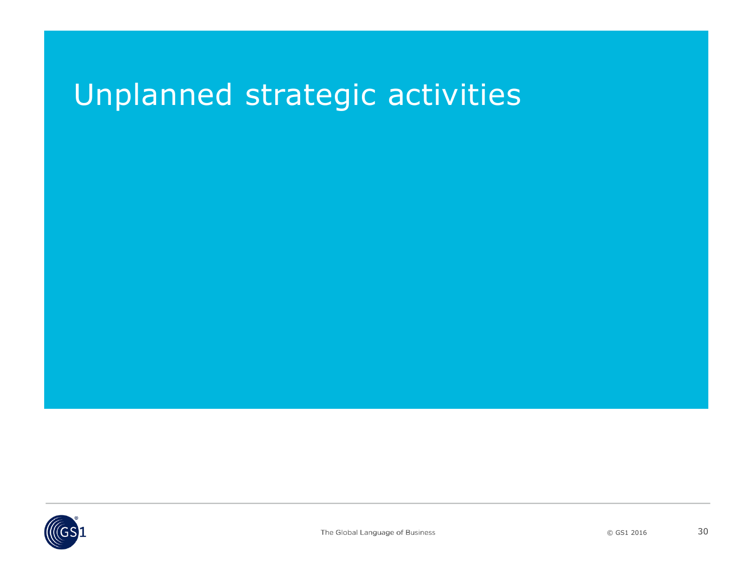# Unplanned strategic activities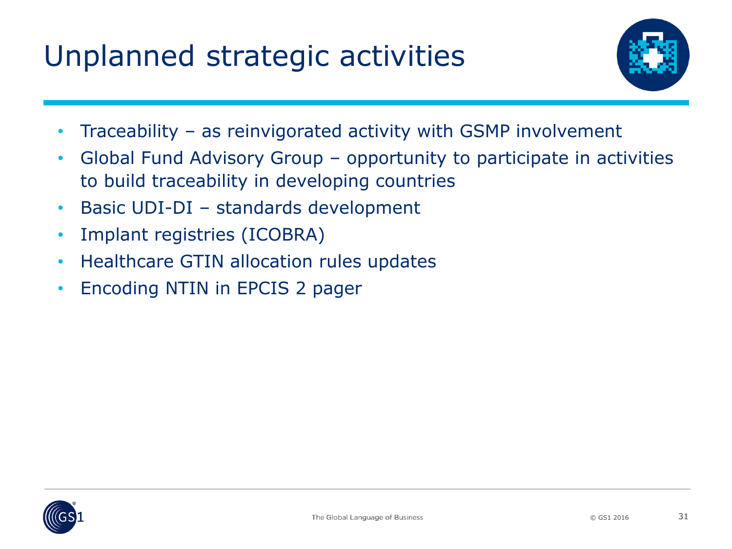# Unplanned strategic activities

- Traceability – as reinvigorated activity with GSMP involvement
- Global Fund Advisory Group – opportunity to participate in activities to build traceability in developing countries
- Basic UDI-DI – standards development
- Implant registries (ICOBRA)
- Healthcare GTIN allocation rules updates
- Encoding NTIN in EPCIS 2 pager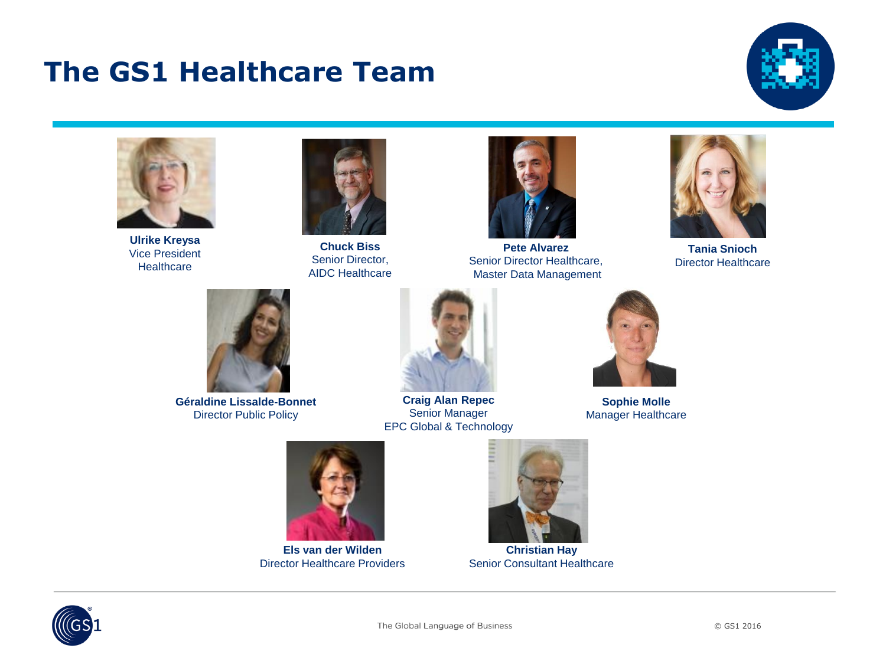# The GS1 Healthcare Team

**Ulrike Kreysa**
Vice President Healthcare

**Chuck Biss**
Senior Director, AIDC Healthcare

**Pete Alvarez**
Senior Director Healthcare, Master Data Management

**Tania Snioch**
Director Healthcare

**Géraldine Lissalde-Bonnet**
Director Public Policy

**Craig Alan Repec**
Senior Manager EPC Global & Technology

**Sophie Molle**
Manager Healthcare

**Els van der Wilden**
Director Healthcare Providers

**Christian Hay**
Senior Consultant Healthcare

The Global Language of Business

© GS1 2016